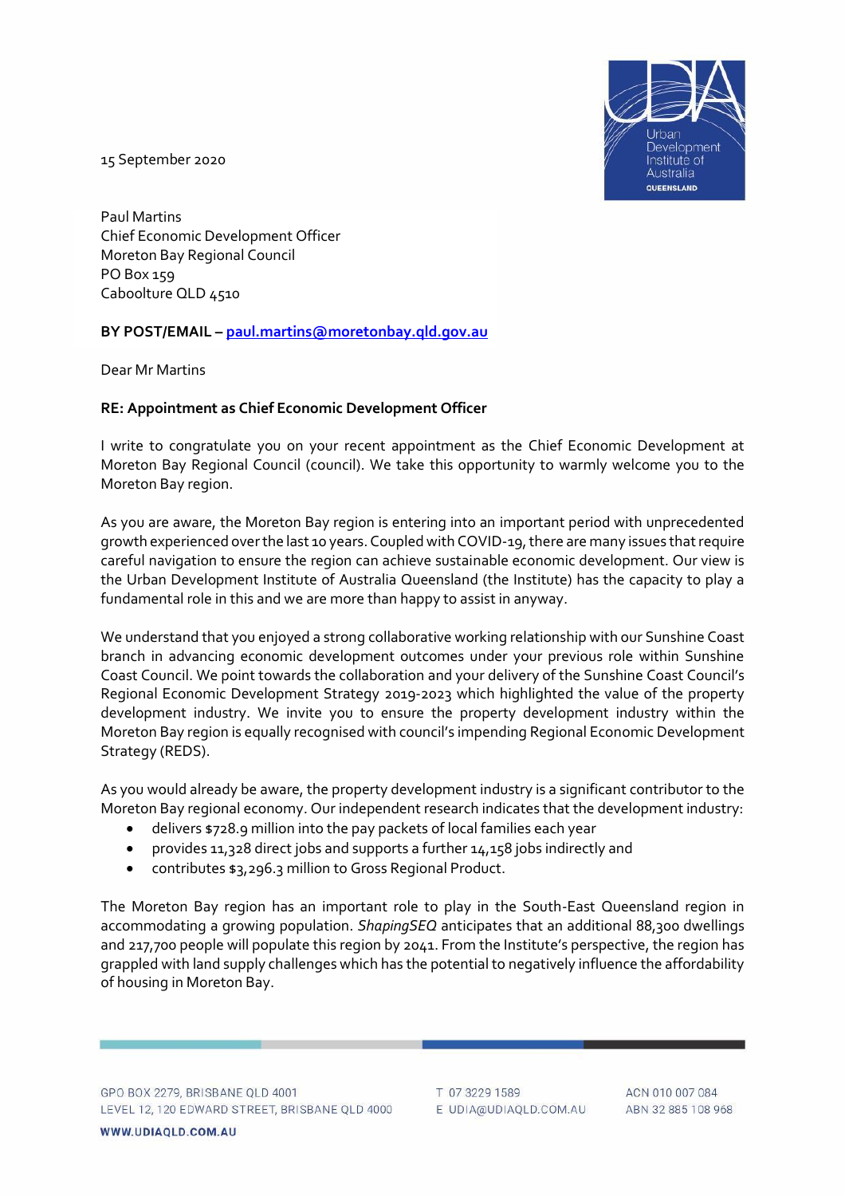15 September 2020

Paul Martins
Chief Economic Development Officer
Moreton Bay Regional Council
PO Box 159
Caboolture QLD 4510

**BY POST/EMAIL – paul.martins@moretonbay.qld.gov.au**

Dear Mr Martins

**RE: Appointment as Chief Economic Development Officer**

I write to congratulate you on your recent appointment as the Chief Economic Development at Moreton Bay Regional Council (council). We take this opportunity to warmly welcome you to the Moreton Bay region.

As you are aware, the Moreton Bay region is entering into an important period with unprecedented growth experienced over the last 10 years. Coupled with COVID-19, there are many issues that require careful navigation to ensure the region can achieve sustainable economic development. Our view is the Urban Development Institute of Australia Queensland (the Institute) has the capacity to play a fundamental role in this and we are more than happy to assist in anyway.

We understand that you enjoyed a strong collaborative working relationship with our Sunshine Coast branch in advancing economic development outcomes under your previous role within Sunshine Coast Council. We point towards the collaboration and your delivery of the Sunshine Coast Council's Regional Economic Development Strategy 2019-2023 which highlighted the value of the property development industry. We invite you to ensure the property development industry within the Moreton Bay region is equally recognised with council's impending Regional Economic Development Strategy (REDS).

As you would already be aware, the property development industry is a significant contributor to the Moreton Bay regional economy. Our independent research indicates that the development industry:

- delivers $728.9 million into the pay packets of local families each year
- provides 11,328 direct jobs and supports a further 14,158 jobs indirectly and
- contributes $3,296.3 million to Gross Regional Product.

The Moreton Bay region has an important role to play in the South-East Queensland region in accommodating a growing population. *ShapingSEQ* anticipates that an additional 88,300 dwellings and 217,700 people will populate this region by 2041. From the Institute's perspective, the region has grappled with land supply challenges which has the potential to negatively influence the affordability of housing in Moreton Bay.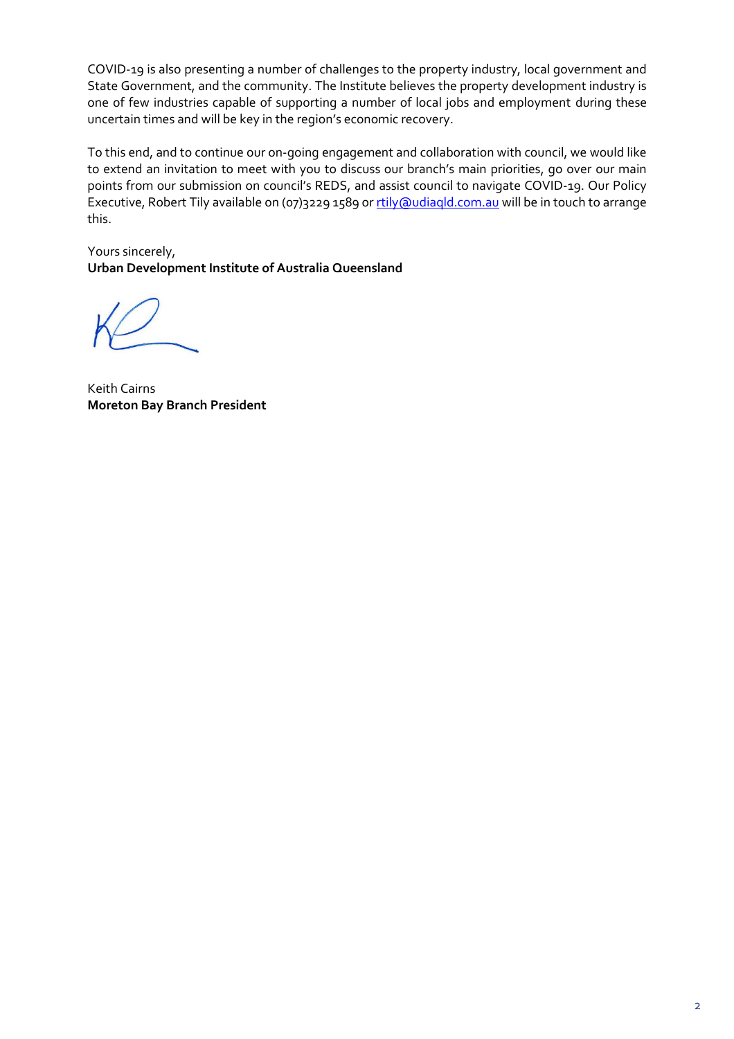COVID-19 is also presenting a number of challenges to the property industry, local government and State Government, and the community. The Institute believes the property development industry is one of few industries capable of supporting a number of local jobs and employment during these uncertain times and will be key in the region's economic recovery.

To this end, and to continue our on-going engagement and collaboration with council, we would like to extend an invitation to meet with you to discuss our branch's main priorities, go over our main points from our submission on council's REDS, and assist council to navigate COVID-19. Our Policy Executive, Robert Tily available on (07)3229 1589 or rtily@udiaqld.com.au will be in touch to arrange this.

Yours sincerely,
**Urban Development Institute of Australia Queensland**

Keith Cairns
**Moreton Bay Branch President**